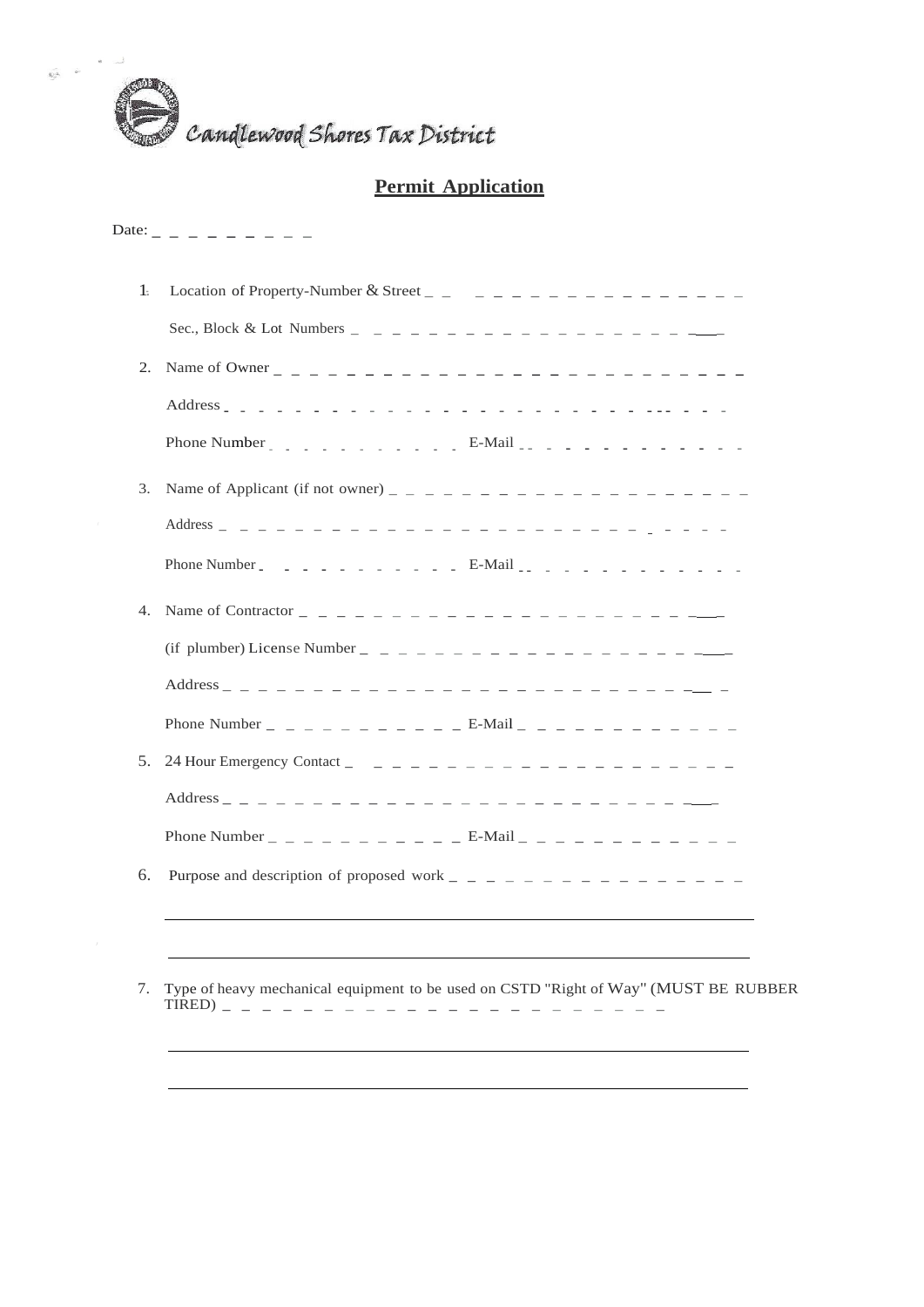Candlewood Shores Tax District

## Permit Application

Date: ____________

1. Location of Property-Number & Street ____________________

   Sec., Block & Lot Numbers ____________________

2. Name of Owner ____________________

   Address ____________________

   Phone Number ____________ E-Mail ____________

3. Name of Applicant (if not owner) ____________________

   Address ____________________

   Phone Number ____________ E-Mail ____________

4. Name of Contractor ____________________

   (if plumber) License Number ____________________

   Address ____________________

   Phone Number ____________ E-Mail ____________

5. 24 Hour Emergency Contact ____________________

   Address ____________________

   Phone Number ____________ E-Mail ____________

6. Purpose and description of proposed work ____________________

   ____________________________________________

   ____________________________________________

7. Type of heavy mechanical equipment to be used on CSTD "Right of Way" (MUST BE RUBBER TIRED) ____________________

   ____________________________________________

   ____________________________________________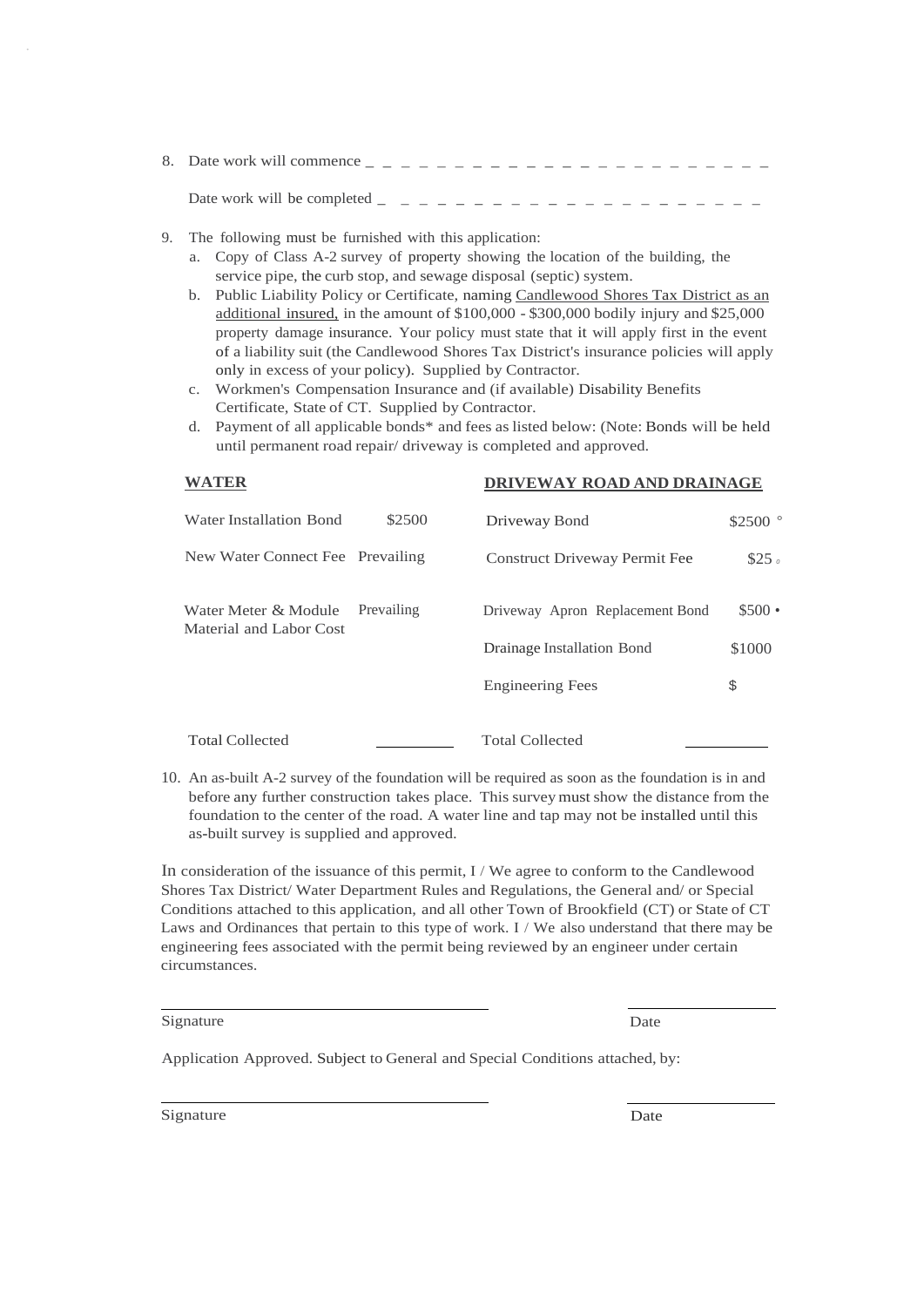8. Date work will commence _ _ _ _ _ _ _ _ _ _ _ _ _ _ _ _ _ _ _ _ _ _ _ _ _

   Date work will be completed _ _ _ _ _ _ _ _ _ _ _ _ _ _ _ _ _ _ _ _ _ _

9. The following must be furnished with this application:
   a. Copy of Class A-2 survey of property showing the location of the building, the service pipe, the curb stop, and sewage disposal (septic) system.
   b. Public Liability Policy or Certificate, naming <u>Candlewood Shores Tax District as an additional insured,</u> in the amount of $100,000 - $300,000 bodily injury and $25,000 property damage insurance. Your policy must state that it will apply first in the event of a liability suit (the Candlewood Shores Tax District's insurance policies will apply only in excess of your policy). Supplied by Contractor.
   c. Workmen's Compensation Insurance and (if available) Disability Benefits Certificate, State of CT. Supplied by Contractor.
   d. Payment of all applicable bonds* and fees as listed below: (Note: Bonds will be held until permanent road repair/ driveway is completed and approved.

| **WATER** | | **DRIVEWAY ROAD AND DRAINAGE** | |
|---|---|---|---|
| Water Installation Bond | $2500 | Driveway Bond | $2500 ° |
| New Water Connect Fee | Prevailing | Construct Driveway Permit Fee | $25 ◦ |
| Water Meter & Module Material and Labor Cost | Prevailing | Driveway Apron Replacement Bond | $500 • |
| | | Drainage Installation Bond | $1000 |
| | | Engineering Fees | $ |
| Total Collected | ________ | Total Collected | ________ |

10. An as-built A-2 survey of the foundation will be required as soon as the foundation is in and before any further construction takes place. This survey must show the distance from the foundation to the center of the road. A water line and tap may not be installed until this as-built survey is supplied and approved.

In consideration of the issuance of this permit, I / We agree to conform to the Candlewood Shores Tax District/ Water Department Rules and Regulations, the General and/ or Special Conditions attached to this application, and all other Town of Brookfield (CT) or State of CT Laws and Ordinances that pertain to this type of work. I / We also understand that there may be engineering fees associated with the permit being reviewed by an engineer under certain circumstances.

______________________________ ______________

Signature Date

Application Approved. Subject to General and Special Conditions attached, by:

______________________________ ______________

Signature Date